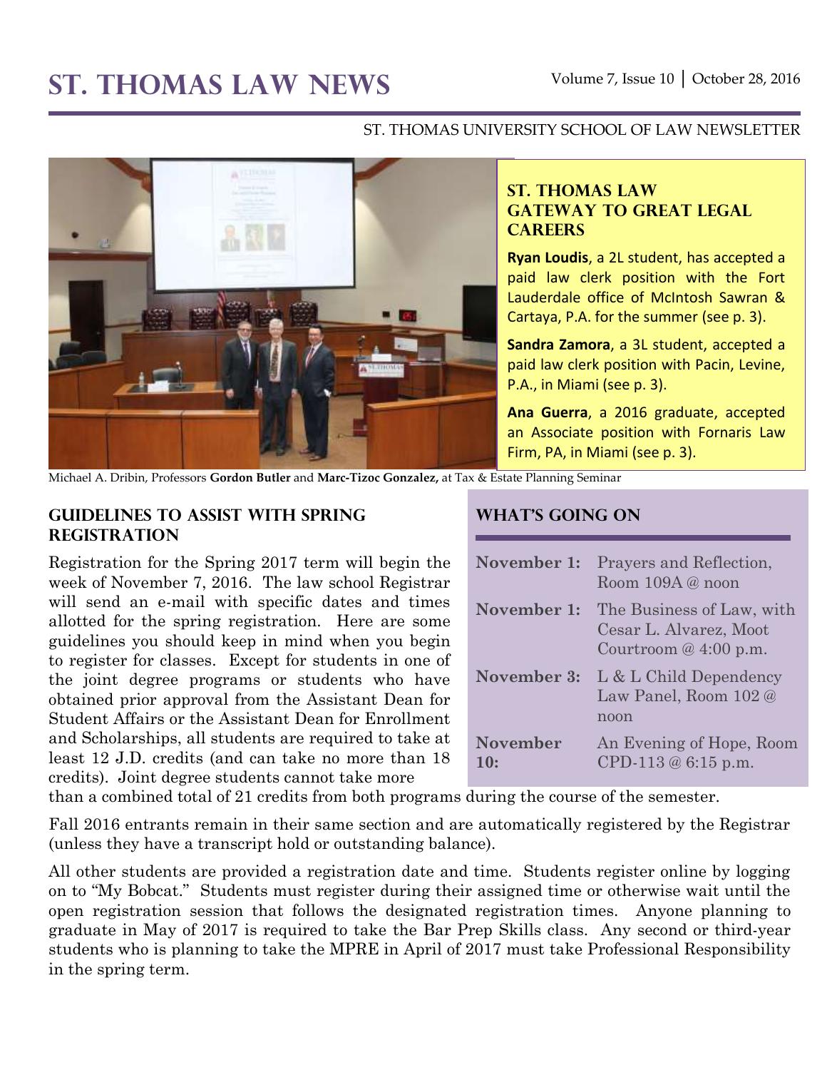# ST. THOMAS LAW NEWS

Volume 7, Issue 10 | October 28, 2016

ST. THOMAS UNIVERSITY SCHOOL OF LAW NEWSLETTER

Michael A. Dribin, Professors **Gordon Butler** and **Marc-Tizoc Gonzalez,** at Tax & Estate Planning Seminar

## ST. THOMAS LAW GATEWAY TO GREAT LEGAL CAREERS

**Ryan Loudis**, a 2L student, has accepted a paid law clerk position with the Fort Lauderdale office of McIntosh Sawran & Cartaya, P.A. for the summer (see p. 3).

**Sandra Zamora**, a 3L student, accepted a paid law clerk position with Pacin, Levine, P.A., in Miami (see p. 3).

**Ana Guerra**, a 2016 graduate, accepted an Associate position with Fornaris Law Firm, PA, in Miami (see p. 3).

## GUIDELINES TO ASSIST WITH SPRING REGISTRATION

Registration for the Spring 2017 term will begin the week of November 7, 2016. The law school Registrar will send an e-mail with specific dates and times allotted for the spring registration. Here are some guidelines you should keep in mind when you begin to register for classes. Except for students in one of the joint degree programs or students who have obtained prior approval from the Assistant Dean for Student Affairs or the Assistant Dean for Enrollment and Scholarships, all students are required to take at least 12 J.D. credits (and can take no more than 18 credits). Joint degree students cannot take more than a combined total of 21 credits from both programs during the course of the semester.

Fall 2016 entrants remain in their same section and are automatically registered by the Registrar (unless they have a transcript hold or outstanding balance).

All other students are provided a registration date and time. Students register online by logging on to "My Bobcat." Students must register during their assigned time or otherwise wait until the open registration session that follows the designated registration times. Anyone planning to graduate in May of 2017 is required to take the Bar Prep Skills class. Any second or third-year students who is planning to take the MPRE in April of 2017 must take Professional Responsibility in the spring term.

## WHAT'S GOING ON

| | |
|---|---|
| **November 1:** | Prayers and Reflection, Room 109A @ noon |
| **November 1:** | The Business of Law, with Cesar L. Alvarez, Moot Courtroom @ 4:00 p.m. |
| **November 3:** | L & L Child Dependency Law Panel, Room 102 @ noon |
| **November 10:** | An Evening of Hope, Room CPD-113 @ 6:15 p.m. |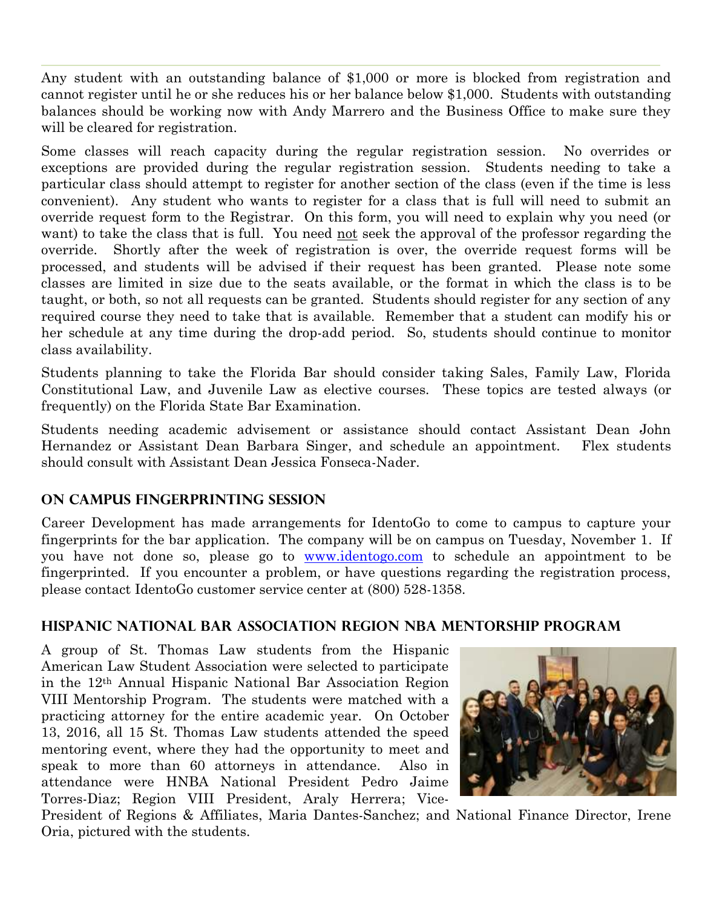Any student with an outstanding balance of $1,000 or more is blocked from registration and cannot register until he or she reduces his or her balance below $1,000. Students with outstanding balances should be working now with Andy Marrero and the Business Office to make sure they will be cleared for registration.

Some classes will reach capacity during the regular registration session. No overrides or exceptions are provided during the regular registration session. Students needing to take a particular class should attempt to register for another section of the class (even if the time is less convenient). Any student who wants to register for a class that is full will need to submit an override request form to the Registrar. On this form, you will need to explain why you need (or want) to take the class that is full. You need not seek the approval of the professor regarding the override. Shortly after the week of registration is over, the override request forms will be processed, and students will be advised if their request has been granted. Please note some classes are limited in size due to the seats available, or the format in which the class is to be taught, or both, so not all requests can be granted. Students should register for any section of any required course they need to take that is available. Remember that a student can modify his or her schedule at any time during the drop-add period. So, students should continue to monitor class availability.

Students planning to take the Florida Bar should consider taking Sales, Family Law, Florida Constitutional Law, and Juvenile Law as elective courses. These topics are tested always (or frequently) on the Florida State Bar Examination.

Students needing academic advisement or assistance should contact Assistant Dean John Hernandez or Assistant Dean Barbara Singer, and schedule an appointment. Flex students should consult with Assistant Dean Jessica Fonseca-Nader.

## On Campus Fingerprinting Session

Career Development has made arrangements for IdentoGo to come to campus to capture your fingerprints for the bar application. The company will be on campus on Tuesday, November 1. If you have not done so, please go to www.identogo.com to schedule an appointment to be fingerprinted. If you encounter a problem, or have questions regarding the registration process, please contact IdentoGo customer service center at (800) 528-1358.

## Hispanic National Bar Association Region NBA Mentorship Program

A group of St. Thomas Law students from the Hispanic American Law Student Association were selected to participate in the 12th Annual Hispanic National Bar Association Region VIII Mentorship Program. The students were matched with a practicing attorney for the entire academic year. On October 13, 2016, all 15 St. Thomas Law students attended the speed mentoring event, where they had the opportunity to meet and speak to more than 60 attorneys in attendance. Also in attendance were HNBA National President Pedro Jaime Torres-Diaz; Region VIII President, Araly Herrera; Vice-President of Regions & Affiliates, Maria Dantes-Sanchez; and National Finance Director, Irene Oria, pictured with the students.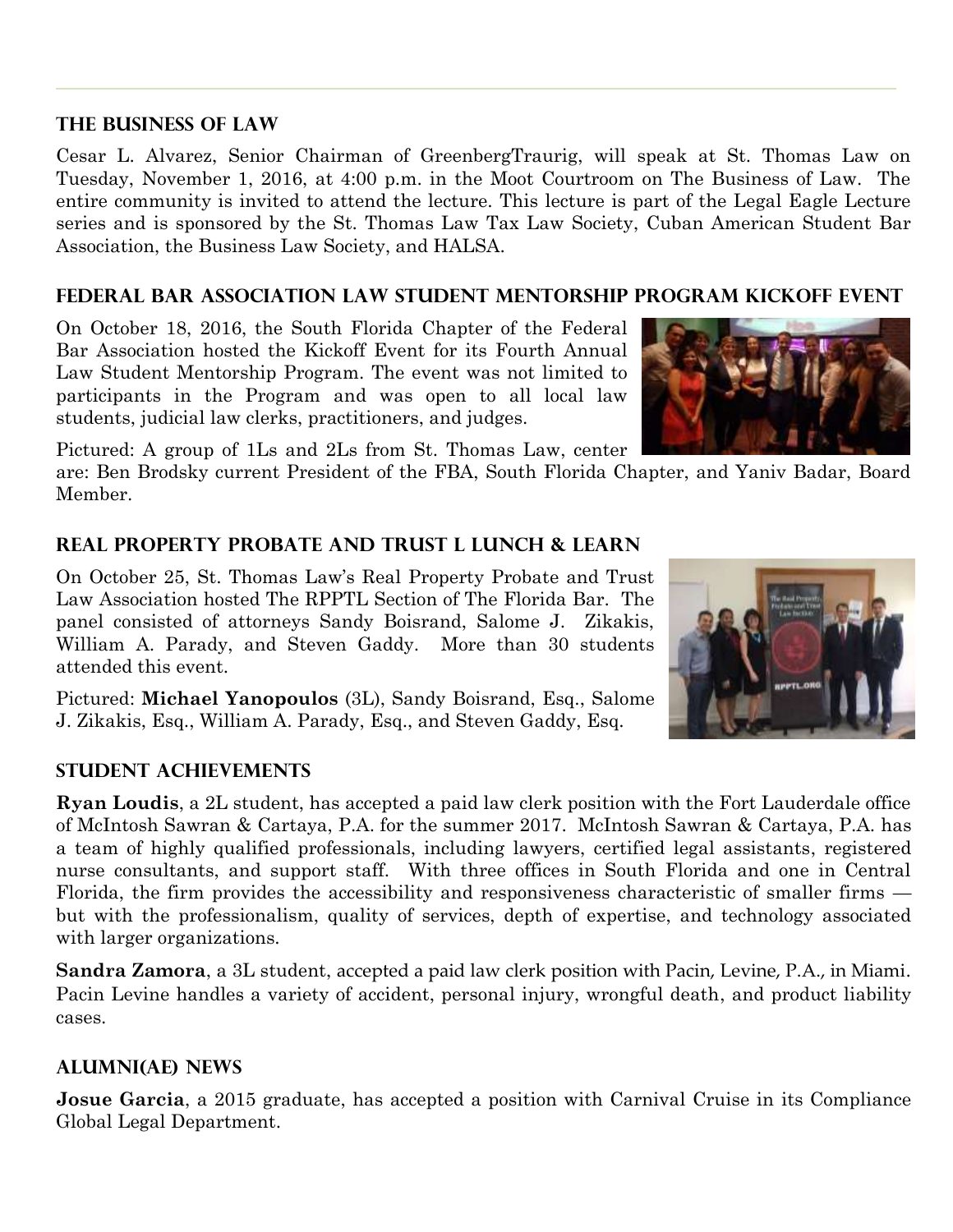## The Business of Law

Cesar L. Alvarez, Senior Chairman of GreenbergTraurig, will speak at St. Thomas Law on Tuesday, November 1, 2016, at 4:00 p.m. in the Moot Courtroom on The Business of Law. The entire community is invited to attend the lecture. This lecture is part of the Legal Eagle Lecture series and is sponsored by the St. Thomas Law Tax Law Society, Cuban American Student Bar Association, the Business Law Society, and HALSA.

## Federal Bar Association Law Student Mentorship Program Kickoff Event

On October 18, 2016, the South Florida Chapter of the Federal Bar Association hosted the Kickoff Event for its Fourth Annual Law Student Mentorship Program. The event was not limited to participants in the Program and was open to all local law students, judicial law clerks, practitioners, and judges.

Pictured: A group of 1Ls and 2Ls from St. Thomas Law, center are: Ben Brodsky current President of the FBA, South Florida Chapter, and Yaniv Badar, Board Member.

## Real Property Probate and Trust L Lunch & Learn

On October 25, St. Thomas Law's Real Property Probate and Trust Law Association hosted The RPPTL Section of The Florida Bar. The panel consisted of attorneys Sandy Boisrand, Salome J. Zikakis, William A. Parady, and Steven Gaddy. More than 30 students attended this event.

Pictured: **Michael Yanopoulos** (3L), Sandy Boisrand, Esq., Salome J. Zikakis, Esq., William A. Parady, Esq., and Steven Gaddy, Esq.

## Student Achievements

**Ryan Loudis**, a 2L student, has accepted a paid law clerk position with the Fort Lauderdale office of McIntosh Sawran & Cartaya, P.A. for the summer 2017. McIntosh Sawran & Cartaya, P.A. has a team of highly qualified professionals, including lawyers, certified legal assistants, registered nurse consultants, and support staff. With three offices in South Florida and one in Central Florida, the firm provides the accessibility and responsiveness characteristic of smaller firms — but with the professionalism, quality of services, depth of expertise, and technology associated with larger organizations.

**Sandra Zamora**, a 3L student, accepted a paid law clerk position with Pacin, Levine, P.A., in Miami. Pacin Levine handles a variety of accident, personal injury, wrongful death, and product liability cases.

## Alumni(ae) News

**Josue Garcia**, a 2015 graduate, has accepted a position with Carnival Cruise in its Compliance Global Legal Department.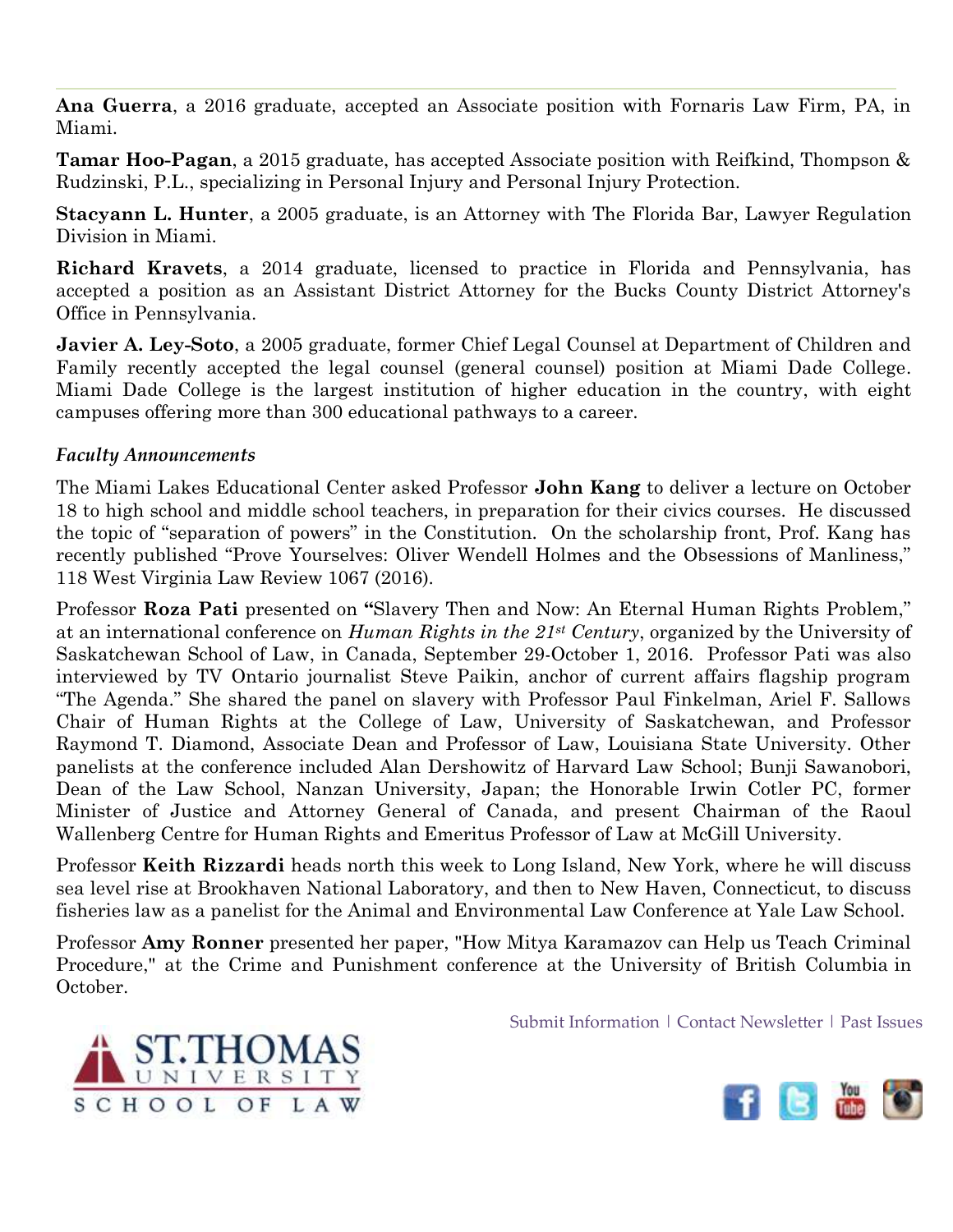**Ana Guerra**, a 2016 graduate, accepted an Associate position with Fornaris Law Firm, PA, in Miami.

**Tamar Hoo-Pagan**, a 2015 graduate, has accepted Associate position with Reifkind, Thompson & Rudzinski, P.L., specializing in Personal Injury and Personal Injury Protection.

**Stacyann L. Hunter**, a 2005 graduate, is an Attorney with The Florida Bar, Lawyer Regulation Division in Miami.

**Richard Kravets**, a 2014 graduate, licensed to practice in Florida and Pennsylvania, has accepted a position as an Assistant District Attorney for the Bucks County District Attorney's Office in Pennsylvania.

**Javier A. Ley-Soto**, a 2005 graduate, former Chief Legal Counsel at Department of Children and Family recently accepted the legal counsel (general counsel) position at Miami Dade College. Miami Dade College is the largest institution of higher education in the country, with eight campuses offering more than 300 educational pathways to a career.

### *Faculty Announcements*

The Miami Lakes Educational Center asked Professor **John Kang** to deliver a lecture on October 18 to high school and middle school teachers, in preparation for their civics courses. He discussed the topic of "separation of powers" in the Constitution. On the scholarship front, Prof. Kang has recently published "Prove Yourselves: Oliver Wendell Holmes and the Obsessions of Manliness," 118 West Virginia Law Review 1067 (2016).

Professor **Roza Pati** presented on **"**Slavery Then and Now: An Eternal Human Rights Problem," at an international conference on *Human Rights in the 21st Century*, organized by the University of Saskatchewan School of Law, in Canada, September 29-October 1, 2016. Professor Pati was also interviewed by TV Ontario journalist Steve Paikin, anchor of current affairs flagship program "The Agenda." She shared the panel on slavery with Professor Paul Finkelman, Ariel F. Sallows Chair of Human Rights at the College of Law, University of Saskatchewan, and Professor Raymond T. Diamond, Associate Dean and Professor of Law, Louisiana State University. Other panelists at the conference included Alan Dershowitz of Harvard Law School; Bunji Sawanobori, Dean of the Law School, Nanzan University, Japan; the Honorable Irwin Cotler PC, former Minister of Justice and Attorney General of Canada, and present Chairman of the Raoul Wallenberg Centre for Human Rights and Emeritus Professor of Law at McGill University.

Professor **Keith Rizzardi** heads north this week to Long Island, New York, where he will discuss sea level rise at Brookhaven National Laboratory, and then to New Haven, Connecticut, to discuss fisheries law as a panelist for the Animal and Environmental Law Conference at Yale Law School.

Professor **Amy Ronner** presented her paper, "How Mitya Karamazov can Help us Teach Criminal Procedure," at the Crime and Punishment conference at the University of British Columbia in October.

Submit Information | Contact Newsletter | Past Issues

ST. THOMAS UNIVERSITY SCHOOL OF LAW